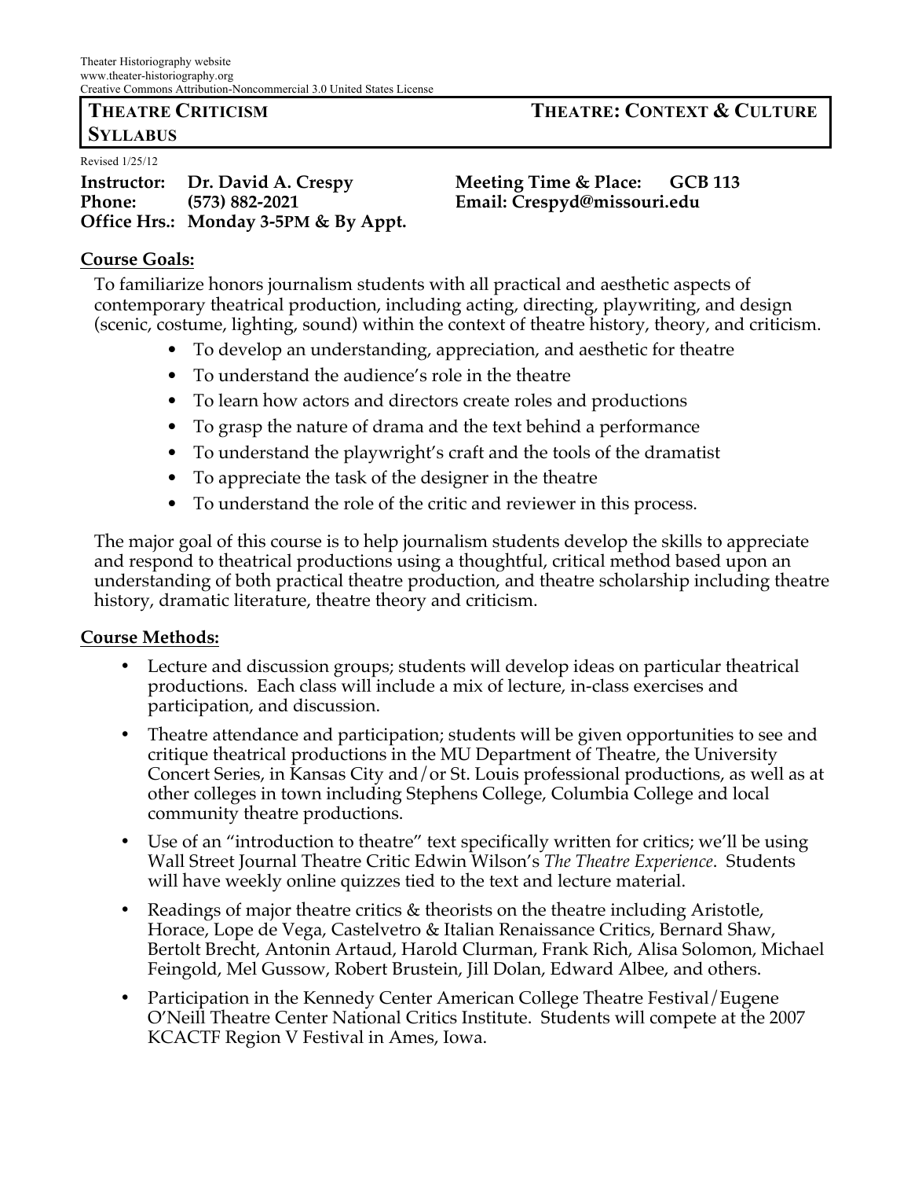Theater Historiography website
www.theater-historiography.org
Creative Commons Attribution-Noncommercial 3.0 United States License

# THEATRE CRITICISM SYLLABUS — THEATRE: CONTEXT & CULTURE

Revised 1/25/12

**Instructor:** **Dr. David A. Crespy**
**Phone:** **(573) 882-2021**
**Office Hrs.:** **Monday 3-5PM & By Appt.**
**Meeting Time & Place:** **GCB 113**
**Email: Crespyd@missouri.edu**

## Course Goals:

To familiarize honors journalism students with all practical and aesthetic aspects of contemporary theatrical production, including acting, directing, playwriting, and design (scenic, costume, lighting, sound) within the context of theatre history, theory, and criticism.

- To develop an understanding, appreciation, and aesthetic for theatre
- To understand the audience's role in the theatre
- To learn how actors and directors create roles and productions
- To grasp the nature of drama and the text behind a performance
- To understand the playwright's craft and the tools of the dramatist
- To appreciate the task of the designer in the theatre
- To understand the role of the critic and reviewer in this process.

The major goal of this course is to help journalism students develop the skills to appreciate and respond to theatrical productions using a thoughtful, critical method based upon an understanding of both practical theatre production, and theatre scholarship including theatre history, dramatic literature, theatre theory and criticism.

## Course Methods:

- Lecture and discussion groups; students will develop ideas on particular theatrical productions. Each class will include a mix of lecture, in-class exercises and participation, and discussion.
- Theatre attendance and participation; students will be given opportunities to see and critique theatrical productions in the MU Department of Theatre, the University Concert Series, in Kansas City and/or St. Louis professional productions, as well as at other colleges in town including Stephens College, Columbia College and local community theatre productions.
- Use of an "introduction to theatre" text specifically written for critics; we'll be using Wall Street Journal Theatre Critic Edwin Wilson's *The Theatre Experience*. Students will have weekly online quizzes tied to the text and lecture material.
- Readings of major theatre critics & theorists on the theatre including Aristotle, Horace, Lope de Vega, Castelvetro & Italian Renaissance Critics, Bernard Shaw, Bertolt Brecht, Antonin Artaud, Harold Clurman, Frank Rich, Alisa Solomon, Michael Feingold, Mel Gussow, Robert Brustein, Jill Dolan, Edward Albee, and others.
- Participation in the Kennedy Center American College Theatre Festival/Eugene O'Neill Theatre Center National Critics Institute. Students will compete at the 2007 KCACTF Region V Festival in Ames, Iowa.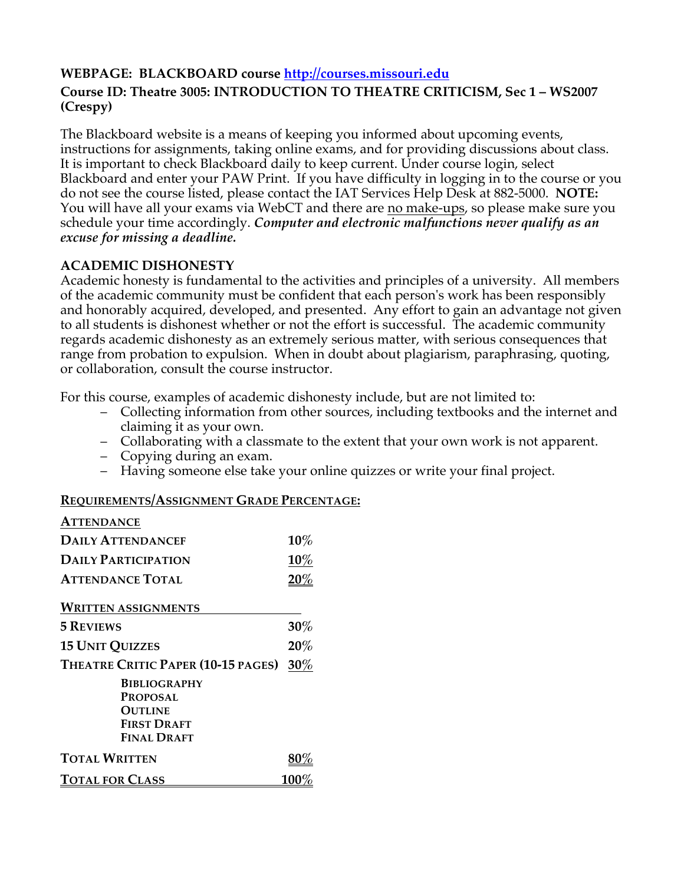**WEBPAGE: BLACKBOARD course [http://courses.missouri.edu](http://courses.missouri.edu)**
**Course ID: Theatre 3005: INTRODUCTION TO THEATRE CRITICISM, Sec 1 – WS2007 (Crespy)**

The Blackboard website is a means of keeping you informed about upcoming events, instructions for assignments, taking online exams, and for providing discussions about class. It is important to check Blackboard daily to keep current. Under course login, select Blackboard and enter your PAW Print. If you have difficulty in logging in to the course or you do not see the course listed, please contact the IAT Services Help Desk at 882-5000. **NOTE:** You will have all your exams via WebCT and there are no make-ups, so please make sure you schedule your time accordingly. ***Computer and electronic malfunctions never qualify as an excuse for missing a deadline.***

**ACADEMIC DISHONESTY**

Academic honesty is fundamental to the activities and principles of a university. All members of the academic community must be confident that each person's work has been responsibly and honorably acquired, developed, and presented. Any effort to gain an advantage not given to all students is dishonest whether or not the effort is successful. The academic community regards academic dishonesty as an extremely serious matter, with serious consequences that range from probation to expulsion. When in doubt about plagiarism, paraphrasing, quoting, or collaboration, consult the course instructor.

For this course, examples of academic dishonesty include, but are not limited to:

- Collecting information from other sources, including textbooks and the internet and claiming it as your own.
- Collaborating with a classmate to the extent that your own work is not apparent.
- Copying during an exam.
- Having someone else take your online quizzes or write your final project.

**REQUIREMENTS/ASSIGNMENT GRADE PERCENTAGE:**

| **ATTENDANCE** | |
|---|---|
| **DAILY ATTENDANCEF** | **10%** |
| **DAILY PARTICIPATION** | **10%** |
| **ATTENDANCE TOTAL** | **20%** |
| **WRITTEN ASSIGNMENTS** | |
| **5 REVIEWS** | **30%** |
| **15 UNIT QUIZZES** | **20%** |
| **THEATRE CRITIC PAPER (10-15 PAGES)** | **30%** |
| **BIBLIOGRAPHY** | |
| **PROPOSAL** | |
| **OUTLINE** | |
| **FIRST DRAFT** | |
| **FINAL DRAFT** | |
| **TOTAL WRITTEN** | **80%** |
| **TOTAL FOR CLASS** | **100%** |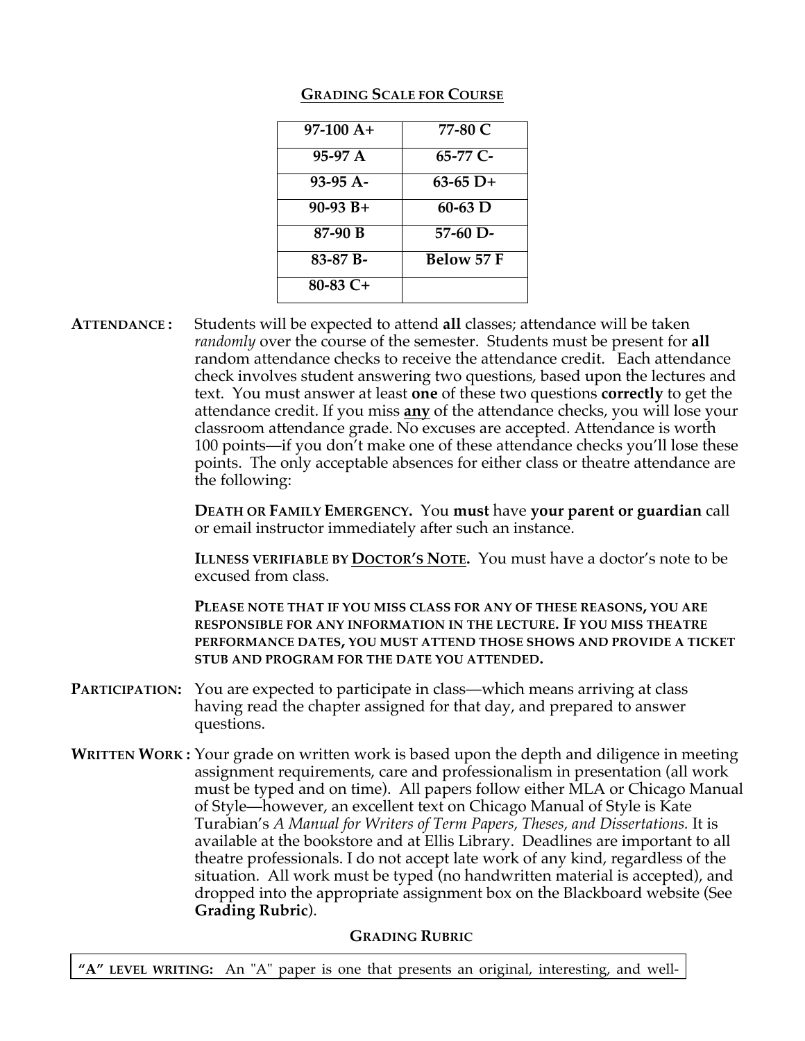## GRADING SCALE FOR COURSE

| 97-100 A+ | 77-80 C |
|---|---|
| 95-97 A | 65-77 C- |
| 93-95 A- | 63-65 D+ |
| 90-93 B+ | 60-63 D |
| 87-90 B | 57-60 D- |
| 83-87 B- | Below 57 F |
| 80-83 C+ | |

**ATTENDANCE :** Students will be expected to attend **all** classes; attendance will be taken *randomly* over the course of the semester. Students must be present for **all** random attendance checks to receive the attendance credit. Each attendance check involves student answering two questions, based upon the lectures and text. You must answer at least **one** of these two questions **correctly** to get the attendance credit. If you miss **any** of the attendance checks, you will lose your classroom attendance grade. No excuses are accepted. Attendance is worth 100 points—if you don't make one of these attendance checks you'll lose these points. The only acceptable absences for either class or theatre attendance are the following:

**DEATH OR FAMILY EMERGENCY.** You **must** have **your parent or guardian** call or email instructor immediately after such an instance.

**ILLNESS VERIFIABLE BY DOCTOR'S NOTE.** You must have a doctor's note to be excused from class.

**PLEASE NOTE THAT IF YOU MISS CLASS FOR ANY OF THESE REASONS, YOU ARE RESPONSIBLE FOR ANY INFORMATION IN THE LECTURE. IF YOU MISS THEATRE PERFORMANCE DATES, YOU MUST ATTEND THOSE SHOWS AND PROVIDE A TICKET STUB AND PROGRAM FOR THE DATE YOU ATTENDED.**

**PARTICIPATION:** You are expected to participate in class—which means arriving at class having read the chapter assigned for that day, and prepared to answer questions.

**WRITTEN WORK :** Your grade on written work is based upon the depth and diligence in meeting assignment requirements, care and professionalism in presentation (all work must be typed and on time). All papers follow either MLA or Chicago Manual of Style—however, an excellent text on Chicago Manual of Style is Kate Turabian's *A Manual for Writers of Term Papers, Theses, and Dissertations.* It is available at the bookstore and at Ellis Library. Deadlines are important to all theatre professionals. I do not accept late work of any kind, regardless of the situation. All work must be typed (no handwritten material is accepted), and dropped into the appropriate assignment box on the Blackboard website (See **Grading Rubric**).

## GRADING RUBRIC

**"A" LEVEL WRITING:** An "A" paper is one that presents an original, interesting, and well-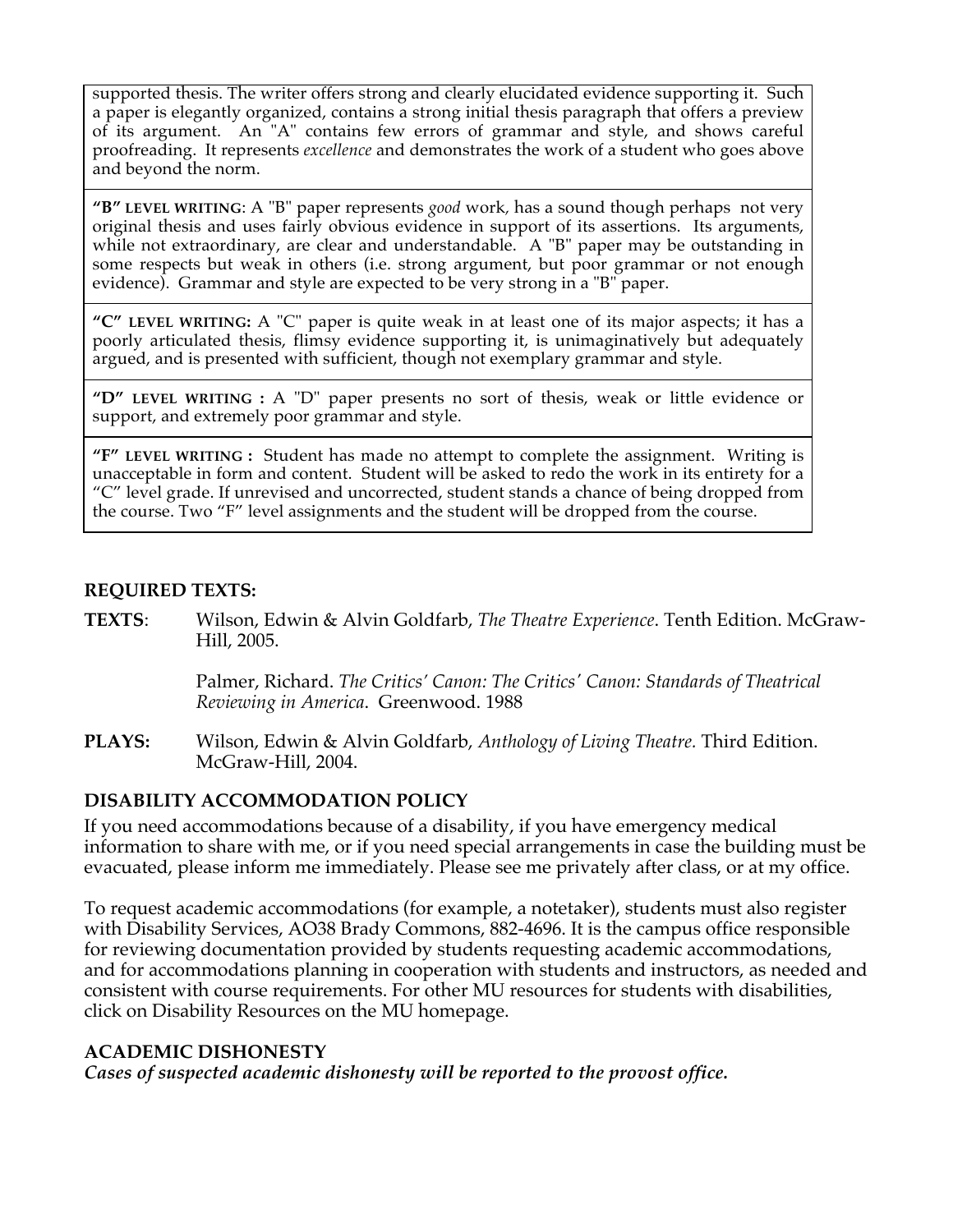supported thesis. The writer offers strong and clearly elucidated evidence supporting it. Such a paper is elegantly organized, contains a strong initial thesis paragraph that offers a preview of its argument. An "A" contains few errors of grammar and style, and shows careful proofreading. It represents *excellence* and demonstrates the work of a student who goes above and beyond the norm.

**"B" LEVEL WRITING**: A "B" paper represents *good* work, has a sound though perhaps not very original thesis and uses fairly obvious evidence in support of its assertions. Its arguments, while not extraordinary, are clear and understandable. A "B" paper may be outstanding in some respects but weak in others (i.e. strong argument, but poor grammar or not enough evidence). Grammar and style are expected to be very strong in a "B" paper.

**"C" LEVEL WRITING:** A "C" paper is quite weak in at least one of its major aspects; it has a poorly articulated thesis, flimsy evidence supporting it, is unimaginatively but adequately argued, and is presented with sufficient, though not exemplary grammar and style.

**"D" LEVEL WRITING :** A "D" paper presents no sort of thesis, weak or little evidence or support, and extremely poor grammar and style.

**"F" LEVEL WRITING :** Student has made no attempt to complete the assignment. Writing is unacceptable in form and content. Student will be asked to redo the work in its entirety for a "C" level grade. If unrevised and uncorrected, student stands a chance of being dropped from the course. Two "F" level assignments and the student will be dropped from the course.

**REQUIRED TEXTS:**

**TEXTS**: Wilson, Edwin & Alvin Goldfarb, *The Theatre Experience*. Tenth Edition. McGraw-Hill, 2005.

Palmer, Richard. *The Critics' Canon: The Critics' Canon: Standards of Theatrical Reviewing in America*. Greenwood. 1988

**PLAYS:** Wilson, Edwin & Alvin Goldfarb, *Anthology of Living Theatre.* Third Edition. McGraw-Hill, 2004.

## DISABILITY ACCOMMODATION POLICY

If you need accommodations because of a disability, if you have emergency medical information to share with me, or if you need special arrangements in case the building must be evacuated, please inform me immediately. Please see me privately after class, or at my office.

To request academic accommodations (for example, a notetaker), students must also register with Disability Services, AO38 Brady Commons, 882-4696. It is the campus office responsible for reviewing documentation provided by students requesting academic accommodations, and for accommodations planning in cooperation with students and instructors, as needed and consistent with course requirements. For other MU resources for students with disabilities, click on Disability Resources on the MU homepage.

## ACADEMIC DISHONESTY

***Cases of suspected academic dishonesty will be reported to the provost office.***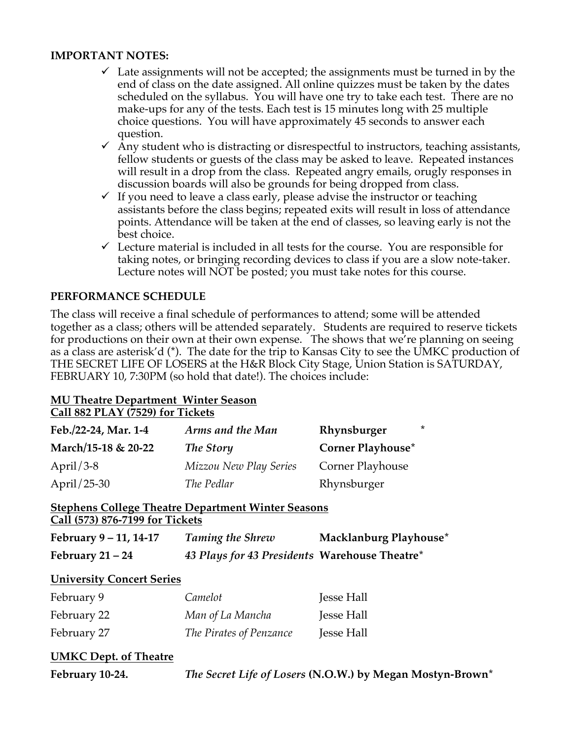**IMPORTANT NOTES:**

- ✓ Late assignments will not be accepted; the assignments must be turned in by the end of class on the date assigned. All online quizzes must be taken by the dates scheduled on the syllabus. You will have one try to take each test. There are no make-ups for any of the tests. Each test is 15 minutes long with 25 multiple choice questions. You will have approximately 45 seconds to answer each question.
- ✓ Any student who is distracting or disrespectful to instructors, teaching assistants, fellow students or guests of the class may be asked to leave. Repeated instances will result in a drop from the class. Repeated angry emails, orugly responses in discussion boards will also be grounds for being dropped from class.
- ✓ If you need to leave a class early, please advise the instructor or teaching assistants before the class begins; repeated exits will result in loss of attendance points. Attendance will be taken at the end of classes, so leaving early is not the best choice.
- ✓ Lecture material is included in all tests for the course. You are responsible for taking notes, or bringing recording devices to class if you are a slow note-taker. Lecture notes will NOT be posted; you must take notes for this course.

**PERFORMANCE SCHEDULE**

The class will receive a final schedule of performances to attend; some will be attended together as a class; others will be attended separately. Students are required to reserve tickets for productions on their own at their own expense. The shows that we're planning on seeing as a class are asterisk'd (*). The date for the trip to Kansas City to see the UMKC production of THE SECRET LIFE OF LOSERS at the H&R Block City Stage, Union Station is SATURDAY, FEBRUARY 10, 7:30PM (so hold that date!). The choices include:

**MU Theatre Department Winter Season**
**Call 882 PLAY (7529) for Tickets**

| | | |
|---|---|---|
| **Feb./22-24, Mar. 1-4** | ***Arms and the Man*** | **Rhynsburger** * |
| **March/15-18 & 20-22** | ***The Story*** | **Corner Playhouse*** |
| April/3-8 | *Mizzou New Play Series* | Corner Playhouse |
| April/25-30 | *The Pedlar* | Rhynsburger |

**Stephens College Theatre Department Winter Seasons**
**Call (573) 876-7199 for Tickets**

| | | |
|---|---|---|
| **February 9 – 11, 14-17** | ***Taming the Shrew*** | **Macklanburg Playhouse*** |
| **February 21 – 24** | ***43 Plays for 43 Presidents*** | **Warehouse Theatre*** |

**University Concert Series**

| | | |
|---|---|---|
| February 9 | *Camelot* | Jesse Hall |
| February 22 | *Man of La Mancha* | Jesse Hall |
| February 27 | *The Pirates of Penzance* | Jesse Hall |

**UMKC Dept. of Theatre**

**February 10-24.** ***The Secret Life of Losers*** **(N.O.W.) by Megan Mostyn-Brown***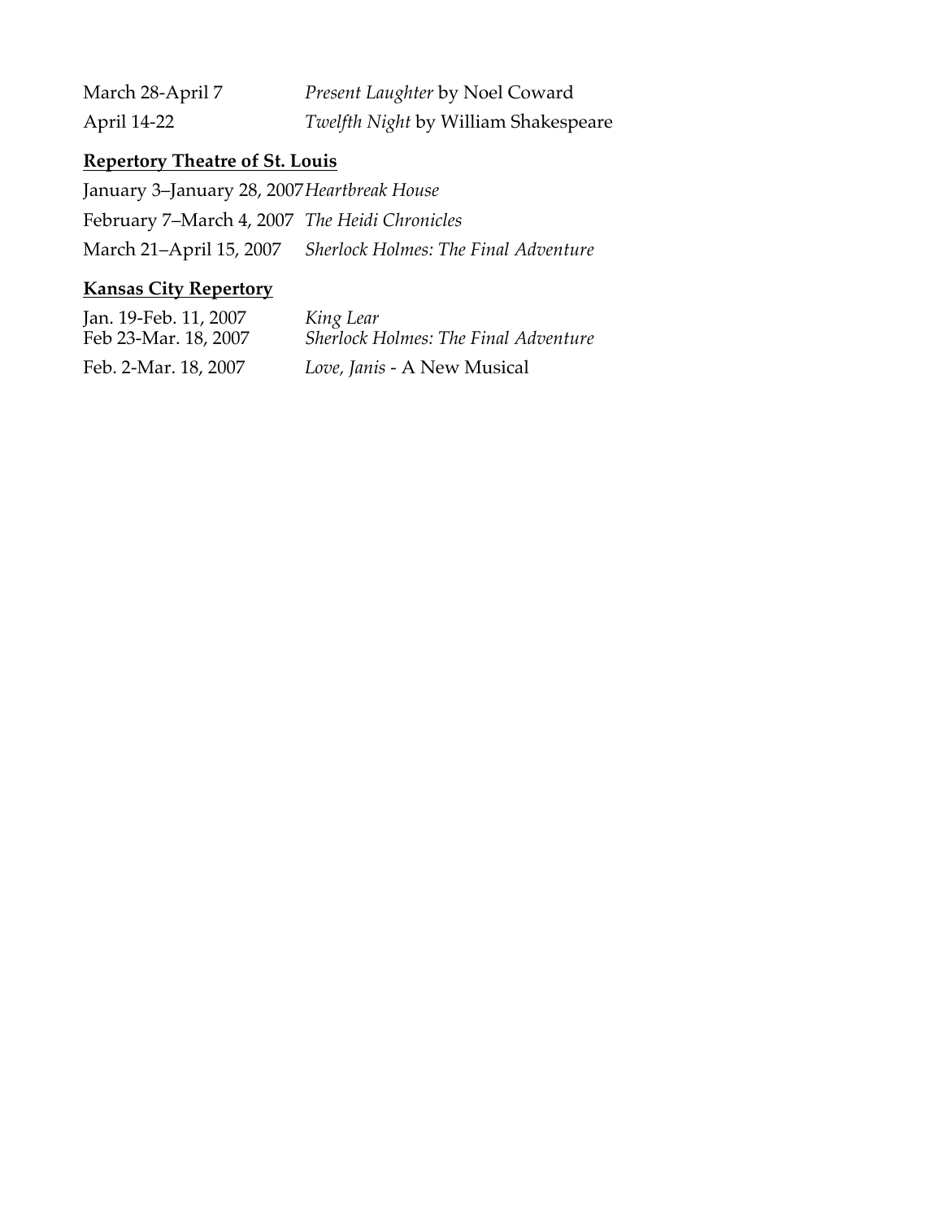March 28-April 7 *Present Laughter* by Noel Coward

April 14-22 *Twelfth Night* by William Shakespeare

**Repertory Theatre of St. Louis**

January 3–January 28, 2007 *Heartbreak House*

February 7–March 4, 2007 *The Heidi Chronicles*

March 21–April 15, 2007 *Sherlock Holmes: The Final Adventure*

**Kansas City Repertory**

Jan. 19-Feb. 11, 2007 *King Lear*

Feb 23-Mar. 18, 2007 *Sherlock Holmes: The Final Adventure*

Feb. 2-Mar. 18, 2007 *Love, Janis* - A New Musical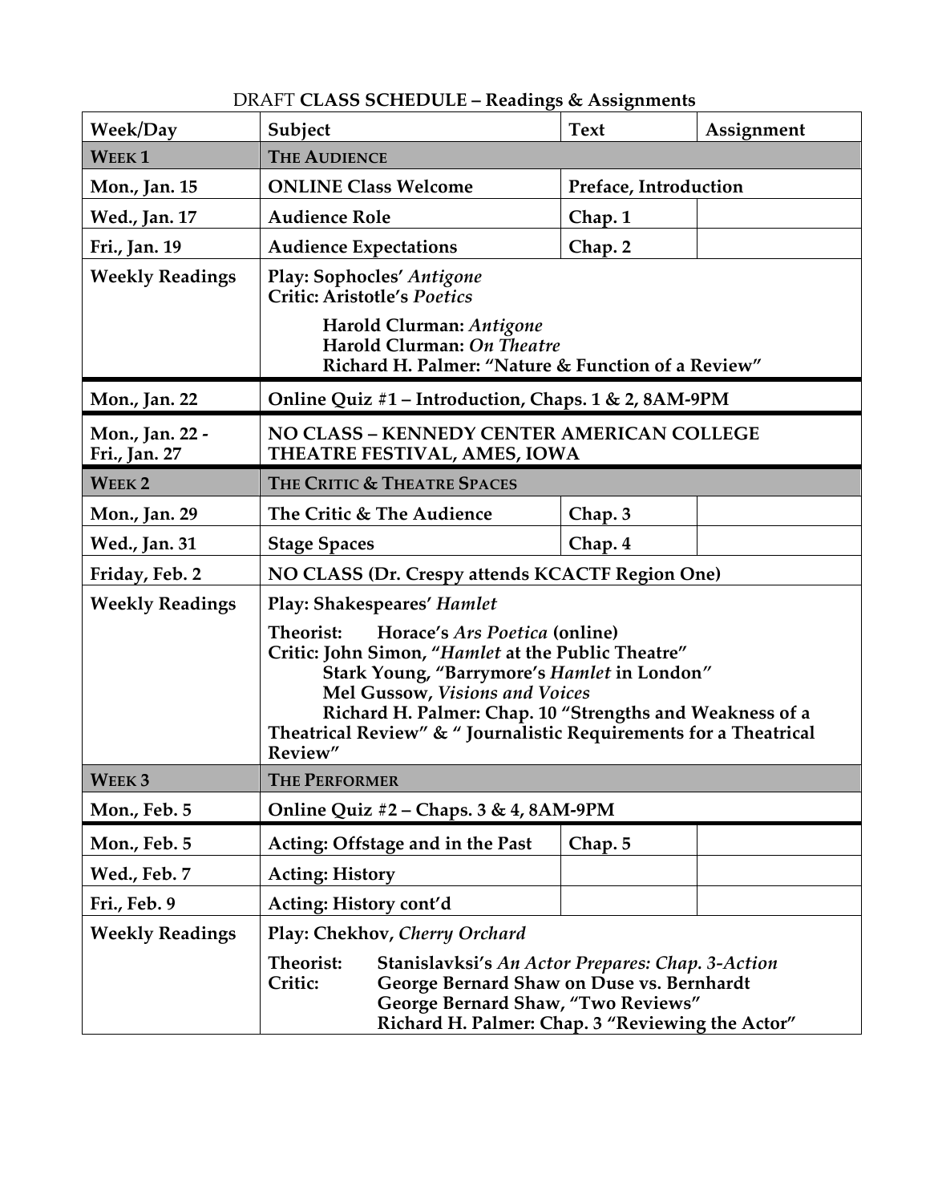DRAFT **CLASS SCHEDULE – Readings & Assignments**

| Week/Day | Subject | Text | Assignment |
|---|---|---|---|
| **WEEK 1** | **THE AUDIENCE** | | |
| **Mon., Jan. 15** | **ONLINE Class Welcome** | **Preface, Introduction** | |
| **Wed., Jan. 17** | **Audience Role** | **Chap. 1** | |
| **Fri., Jan. 19** | **Audience Expectations** | **Chap. 2** | |
| **Weekly Readings** | **Play: Sophocles' *Antigone*** <br> **Critic: Aristotle's *Poetics*** <br> **Harold Clurman: *Antigone*** <br> **Harold Clurman: *On Theatre*** <br> **Richard H. Palmer: "Nature & Function of a Review"** | | |
| **Mon., Jan. 22** | **Online Quiz #1 – Introduction, Chaps. 1 & 2, 8AM-9PM** | | |
| **Mon., Jan. 22 - Fri., Jan. 27** | **NO CLASS – KENNEDY CENTER AMERICAN COLLEGE THEATRE FESTIVAL, AMES, IOWA** | | |
| **WEEK 2** | **THE CRITIC & THEATRE SPACES** | | |
| **Mon., Jan. 29** | **The Critic & The Audience** | **Chap. 3** | |
| **Wed., Jan. 31** | **Stage Spaces** | **Chap. 4** | |
| **Friday, Feb. 2** | **NO CLASS (Dr. Crespy attends KCACTF Region One)** | | |
| **Weekly Readings** | **Play: Shakespeares' *Hamlet*** <br> **Theorist: Horace's *Ars Poetica* (online)** <br> **Critic: John Simon, "*Hamlet* at the Public Theatre"** <br> **Stark Young, "Barrymore's *Hamlet* in London"** <br> **Mel Gussow, *Visions and Voices*** <br> **Richard H. Palmer: Chap. 10 "Strengths and Weakness of a Theatrical Review" & " Journalistic Requirements for a Theatrical Review"** | | |
| **WEEK 3** | **THE PERFORMER** | | |
| **Mon., Feb. 5** | **Online Quiz #2 – Chaps. 3 & 4, 8AM-9PM** | | |
| **Mon., Feb. 5** | **Acting: Offstage and in the Past** | **Chap. 5** | |
| **Wed., Feb. 7** | **Acting: History** | | |
| **Fri., Feb. 9** | **Acting: History cont'd** | | |
| **Weekly Readings** | **Play: Chekhov, *Cherry Orchard*** <br> **Theorist: Stanislavksi's *An Actor Prepares: Chap. 3-Action*** <br> **Critic: George Bernard Shaw on Duse vs. Bernhardt** <br> **George Bernard Shaw, "Two Reviews"** <br> **Richard H. Palmer: Chap. 3 "Reviewing the Actor"** | | |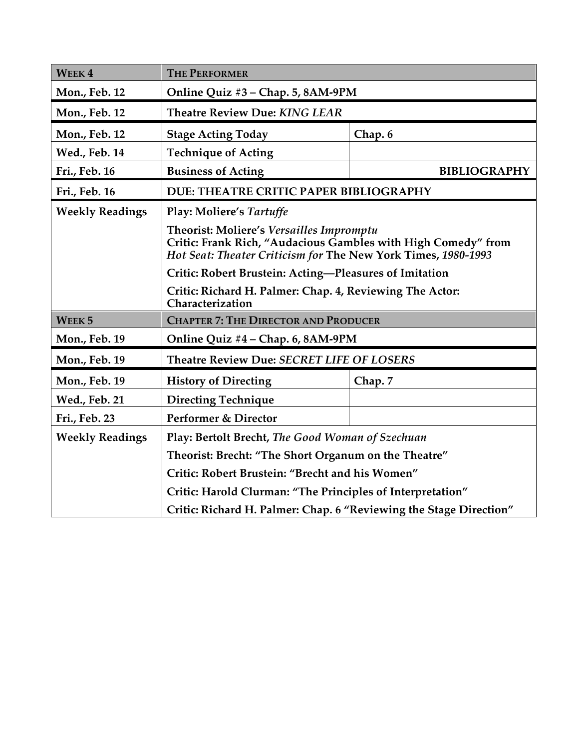| **WEEK 4** | **THE PERFORMER** | | |
|---|---|---|---|
| **Mon., Feb. 12** | **Online Quiz #3 – Chap. 5, 8AM-9PM** | | |
| **Mon., Feb. 12** | **Theatre Review Due: *KING LEAR*** | | |
| **Mon., Feb. 12** | **Stage Acting Today** | **Chap. 6** | |
| **Wed., Feb. 14** | **Technique of Acting** | | |
| **Fri., Feb. 16** | **Business of Acting** | | **BIBLIOGRAPHY** |
| **Fri., Feb. 16** | **DUE: THEATRE CRITIC PAPER BIBLIOGRAPHY** | | |
| **Weekly Readings** | **Play: Moliere's *Tartuffe*** | | |
| | **Theorist: Moliere's *Versailles Impromptu*** <br> **Critic: Frank Rich, "Audacious Gambles with High Comedy" from *Hot Seat: Theater Criticism for* The New York Times, *1980-1993*** | | |
| | **Critic: Robert Brustein: Acting—Pleasures of Imitation** | | |
| | **Critic: Richard H. Palmer: Chap. 4, Reviewing The Actor: Characterization** | | |
| **WEEK 5** | **CHAPTER 7: THE DIRECTOR AND PRODUCER** | | |
| **Mon., Feb. 19** | **Online Quiz #4 – Chap. 6, 8AM-9PM** | | |
| **Mon., Feb. 19** | **Theatre Review Due: *SECRET LIFE OF LOSERS*** | | |
| **Mon., Feb. 19** | **History of Directing** | **Chap. 7** | |
| **Wed., Feb. 21** | **Directing Technique** | | |
| **Fri., Feb. 23** | **Performer & Director** | | |
| **Weekly Readings** | **Play: Bertolt Brecht, *The Good Woman of Szechuan*** | | |
| | **Theorist: Brecht: "The Short Organum on the Theatre"** | | |
| | **Critic: Robert Brustein: "Brecht and his Women"** | | |
| | **Critic: Harold Clurman: "The Principles of Interpretation"** | | |
| | **Critic: Richard H. Palmer: Chap. 6 "Reviewing the Stage Direction"** | | |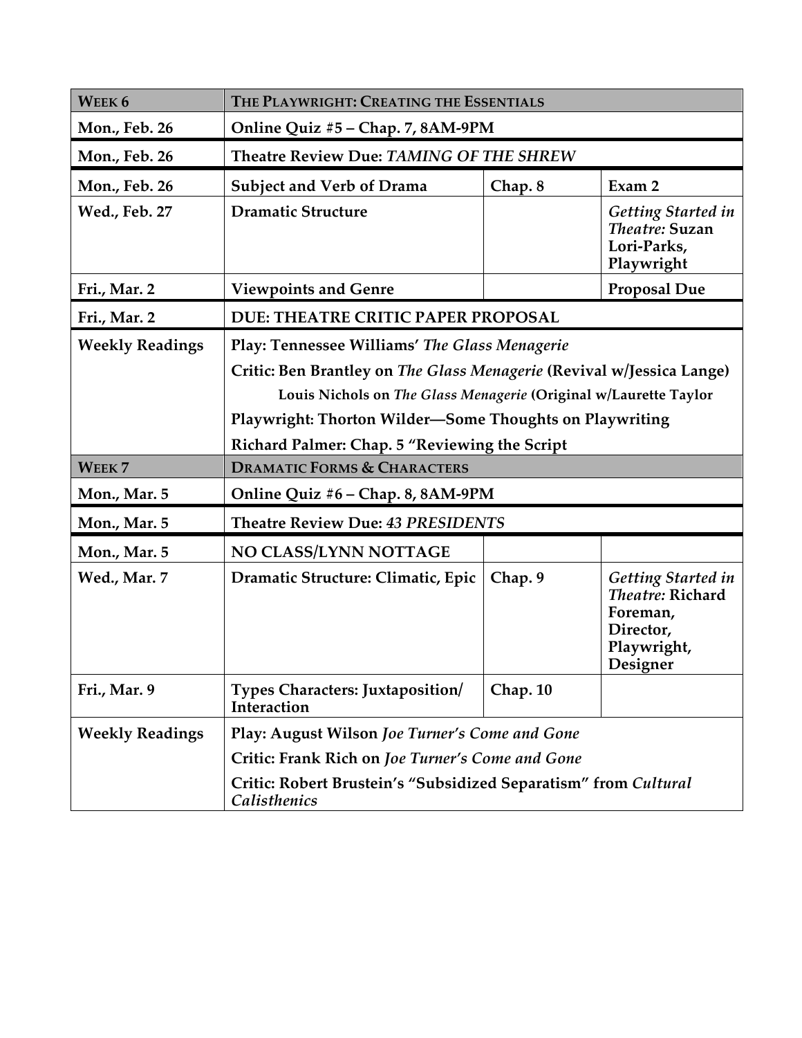| WEEK 6 | THE PLAYWRIGHT: CREATING THE ESSENTIALS | | |
|---|---|---|---|
| **Mon., Feb. 26** | **Online Quiz #5 – Chap. 7, 8AM-9PM** | | |
| **Mon., Feb. 26** | **Theatre Review Due:** ***TAMING OF THE SHREW*** | | |
| **Mon., Feb. 26** | **Subject and Verb of Drama** | **Chap. 8** | **Exam 2** |
| **Wed., Feb. 27** | **Dramatic Structure** | | ***Getting Started in Theatre:*** **Suzan Lori-Parks, Playwright** |
| **Fri., Mar. 2** | **Viewpoints and Genre** | | **Proposal Due** |
| **Fri., Mar. 2** | **DUE: THEATRE CRITIC PAPER PROPOSAL** | | |
| **Weekly Readings** | **Play: Tennessee Williams'** ***The Glass Menagerie*** | | |
| | **Critic: Ben Brantley on** ***The Glass Menagerie*** **(Revival w/Jessica Lange)** | | |
| | **Louis Nichols on** ***The Glass Menagerie*** **(Original w/Laurette Taylor** | | |
| | **Playwright: Thorton Wilder—Some Thoughts on Playwriting** | | |
| | **Richard Palmer: Chap. 5 "Reviewing the Script** | | |
| **WEEK 7** | **DRAMATIC FORMS & CHARACTERS** | | |
| **Mon., Mar. 5** | **Online Quiz #6 – Chap. 8, 8AM-9PM** | | |
| **Mon., Mar. 5** | **Theatre Review Due:** ***43 PRESIDENTS*** | | |
| **Mon., Mar. 5** | **NO CLASS/LYNN NOTTAGE** | | |
| **Wed., Mar. 7** | **Dramatic Structure: Climatic, Epic** | **Chap. 9** | ***Getting Started in Theatre:*** **Richard Foreman, Director, Playwright, Designer** |
| **Fri., Mar. 9** | **Types Characters: Juxtaposition/ Interaction** | **Chap. 10** | |
| **Weekly Readings** | **Play: August Wilson** ***Joe Turner's Come and Gone*** | | |
| | **Critic: Frank Rich on** ***Joe Turner's Come and Gone*** | | |
| | **Critic: Robert Brustein's "Subsidized Separatism" from** ***Cultural Calisthenics*** | | |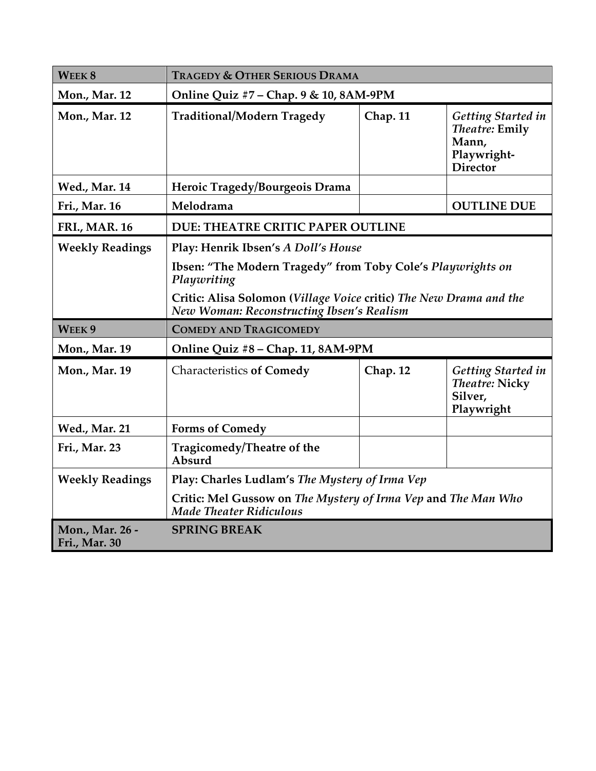| **WEEK 8** | **TRAGEDY & OTHER SERIOUS DRAMA** | | |
|---|---|---|---|
| **Mon., Mar. 12** | **Online Quiz #7 – Chap. 9 & 10, 8AM-9PM** | | |
| **Mon., Mar. 12** | **Traditional/Modern Tragedy** | **Chap. 11** | *Getting Started in Theatre:* **Emily Mann, Playwright-Director** |
| **Wed., Mar. 14** | **Heroic Tragedy/Bourgeois Drama** | | |
| **Fri., Mar. 16** | **Melodrama** | | **OUTLINE DUE** |
| **FRI., MAR. 16** | **DUE: THEATRE CRITIC PAPER OUTLINE** | | |
| **Weekly Readings** | **Play: Henrik Ibsen's *A Doll's House*** | | |
| | **Ibsen: "The Modern Tragedy" from Toby Cole's *Playwrights on Playwriting*** | | |
| | **Critic: Alisa Solomon (*Village Voice* critic) *The New Drama and the New Woman: Reconstructing Ibsen's Realism*** | | |
| **WEEK 9** | **COMEDY AND TRAGICOMEDY** | | |
| **Mon., Mar. 19** | **Online Quiz #8 – Chap. 11, 8AM-9PM** | | |
| **Mon., Mar. 19** | Characteristics **of Comedy** | **Chap. 12** | *Getting Started in Theatre:* **Nicky Silver, Playwright** |
| **Wed., Mar. 21** | **Forms of Comedy** | | |
| **Fri., Mar. 23** | **Tragicomedy/Theatre of the Absurd** | | |
| **Weekly Readings** | **Play: Charles Ludlam's *The Mystery of Irma Vep*** | | |
| | **Critic: Mel Gussow on *The Mystery of Irma Vep* and *The Man Who Made Theater Ridiculous*** | | |
| **Mon., Mar. 26 - Fri., Mar. 30** | **SPRING BREAK** | | |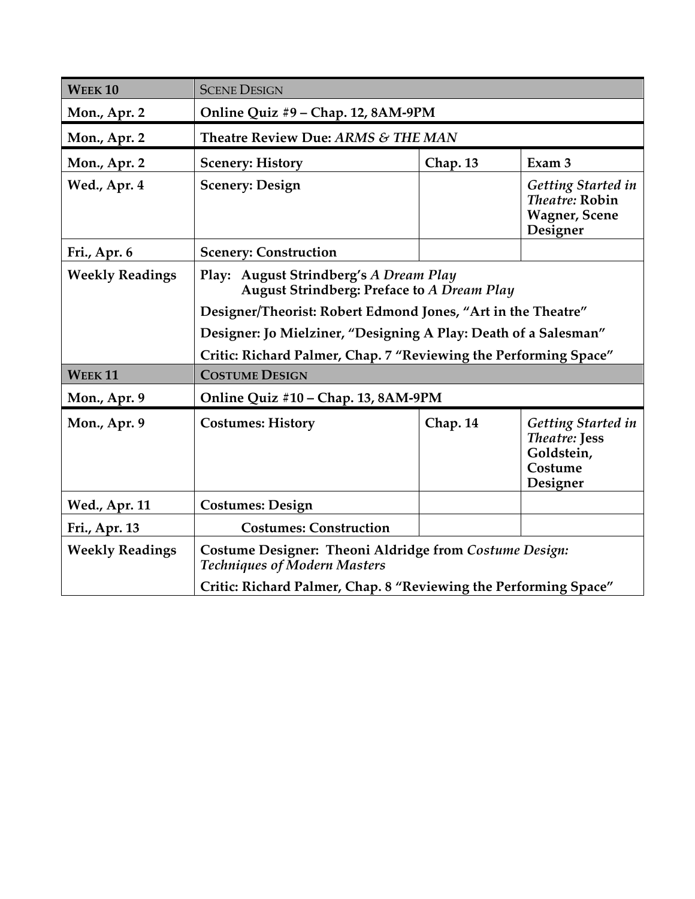| **Week 10** | Scene Design | | |
|---|---|---|---|
| **Mon., Apr. 2** | **Online Quiz #9 – Chap. 12, 8AM-9PM** | | |
| **Mon., Apr. 2** | **Theatre Review Due: *ARMS & THE MAN*** | | |
| **Mon., Apr. 2** | **Scenery: History** | **Chap. 13** | **Exam 3** |
| **Wed., Apr. 4** | **Scenery: Design** | | ***Getting Started in Theatre:* Robin Wagner, Scene Designer** |
| **Fri., Apr. 6** | **Scenery: Construction** | | |
| **Weekly Readings** | **Play: August Strindberg's *A Dream Play*<br>August Strindberg: Preface to *A Dream Play*<br>Designer/Theorist: Robert Edmond Jones, "Art in the Theatre"<br>Designer: Jo Mielziner, "Designing A Play: Death of a Salesman"<br>Critic: Richard Palmer, Chap. 7 "Reviewing the Performing Space"** | | |
| **Week 11** | **Costume Design** | | |
| **Mon., Apr. 9** | **Online Quiz #10 – Chap. 13, 8AM-9PM** | | |
| **Mon., Apr. 9** | **Costumes: History** | **Chap. 14** | ***Getting Started in Theatre:* Jess Goldstein, Costume Designer** |
| **Wed., Apr. 11** | **Costumes: Design** | | |
| **Fri., Apr. 13** | **Costumes: Construction** | | |
| **Weekly Readings** | **Costume Designer: Theoni Aldridge from *Costume Design: Techniques of Modern Masters*<br>Critic: Richard Palmer, Chap. 8 "Reviewing the Performing Space"** | | |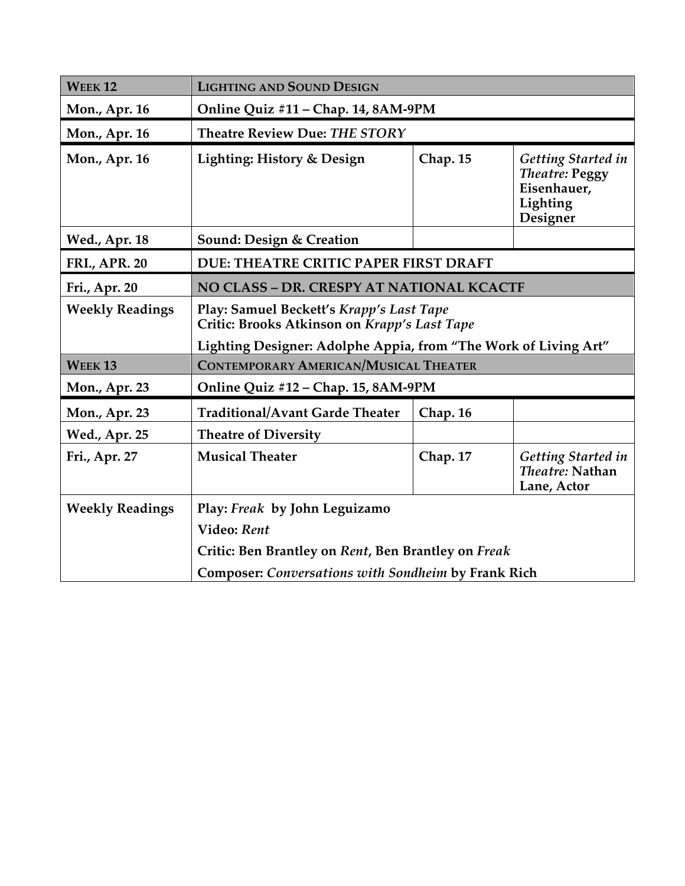| **WEEK 12** | **LIGHTING AND SOUND DESIGN** | | |
|---|---|---|---|
| **Mon., Apr. 16** | **Online Quiz #11 – Chap. 14, 8AM-9PM** | | |
| **Mon., Apr. 16** | **Theatre Review Due: *THE STORY*** | | |
| **Mon., Apr. 16** | **Lighting: History & Design** | **Chap. 15** | ***Getting Started in Theatre:* Peggy Eisenhauer, Lighting Designer** |
| **Wed., Apr. 18** | **Sound: Design & Creation** | | |
| **FRI., APR. 20** | **DUE: THEATRE CRITIC PAPER FIRST DRAFT** | | |
| **Fri., Apr. 20** | **NO CLASS – DR. CRESPY AT NATIONAL KCACTF** | | |
| **Weekly Readings** | **Play: Samuel Beckett's *Krapp's Last Tape*<br>Critic: Brooks Atkinson on *Krapp's Last Tape*<br>Lighting Designer: Adolphe Appia, from "The Work of Living Art"** | | |
| **WEEK 13** | **CONTEMPORARY AMERICAN/MUSICAL THEATER** | | |
| **Mon., Apr. 23** | **Online Quiz #12 – Chap. 15, 8AM-9PM** | | |
| **Mon., Apr. 23** | **Traditional/Avant Garde Theater** | **Chap. 16** | |
| **Wed., Apr. 25** | **Theatre of Diversity** | | |
| **Fri., Apr. 27** | **Musical Theater** | **Chap. 17** | ***Getting Started in Theatre:* Nathan Lane, Actor** |
| **Weekly Readings** | **Play: *Freak* by John Leguizamo<br>Video: *Rent*<br>Critic: Ben Brantley on *Rent*, Ben Brantley on *Freak*<br>Composer: *Conversations with Sondheim* by Frank Rich** | | |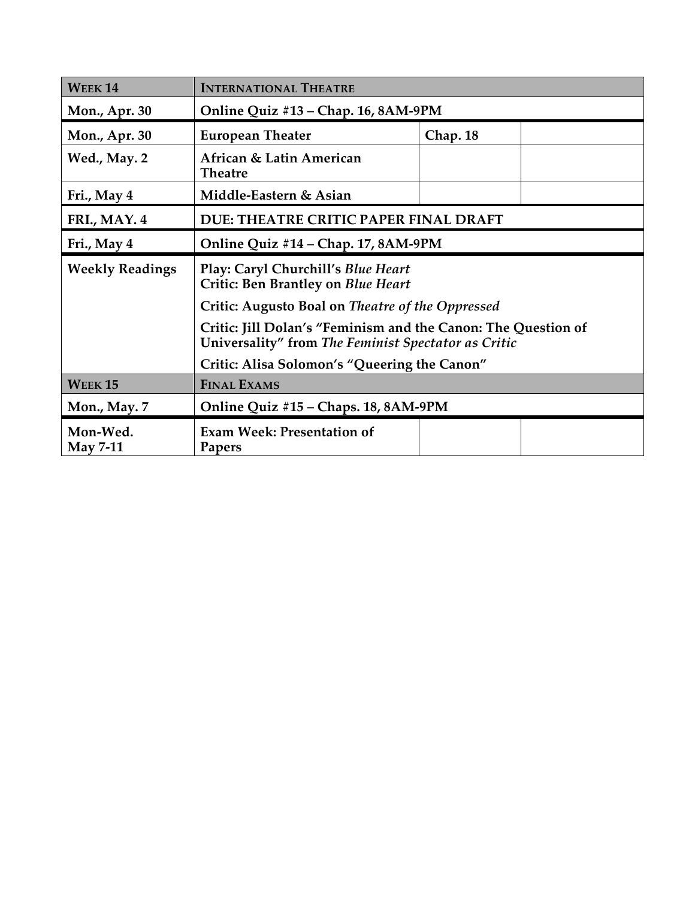| | | | |
|---|---|---|---|
| **WEEK 14** | **INTERNATIONAL THEATRE** | | |
| **Mon., Apr. 30** | **Online Quiz #13 – Chap. 16, 8AM-9PM** | | |
| **Mon., Apr. 30** | **European Theater** | **Chap. 18** | |
| **Wed., May. 2** | **African & Latin American Theatre** | | |
| **Fri., May 4** | **Middle-Eastern & Asian** | | |
| **FRI., MAY. 4** | **DUE: THEATRE CRITIC PAPER FINAL DRAFT** | | |
| **Fri., May 4** | **Online Quiz #14 – Chap. 17, 8AM-9PM** | | |
| **Weekly Readings** | **Play: Caryl Churchill's *Blue Heart*** **Critic: Ben Brantley on *Blue Heart*** **Critic: Augusto Boal on *Theatre of the Oppressed*** **Critic: Jill Dolan's "Feminism and the Canon: The Question of Universality" from *The Feminist Spectator as Critic*** **Critic: Alisa Solomon's "Queering the Canon"** | | |
| **WEEK 15** | **FINAL EXAMS** | | |
| **Mon., May. 7** | **Online Quiz #15 – Chaps. 18, 8AM-9PM** | | |
| **Mon-Wed. May 7-11** | **Exam Week: Presentation of Papers** | | |